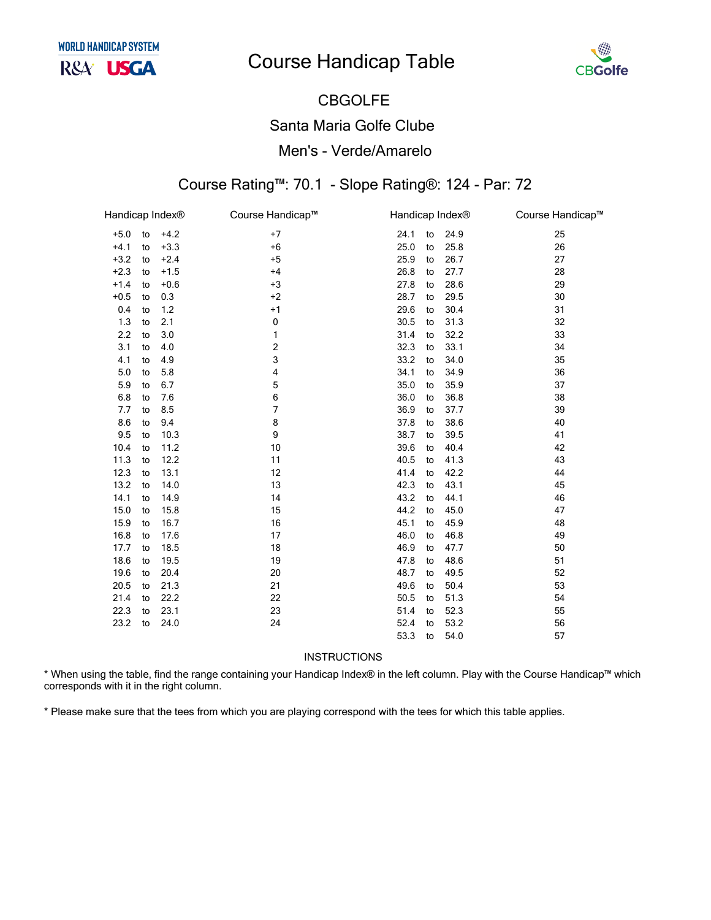# Course Handicap Table

WORLD HANDICAP SYSTEM

R&A USGA

CBGolfe

## CBGOLFE

## Santa Maria Golfe Clube

## Men's - Verde/Amarelo

### Course Rating™: 70.1 - Slope Rating®: 124 - Par: 72

| Handicap Index® | Course Handicap™ | Handicap Index® | Course Handicap™ |
|---|---|---|---|
| +5.0 to +4.2 | +7 | 24.1 to 24.9 | 25 |
| +4.1 to +3.3 | +6 | 25.0 to 25.8 | 26 |
| +3.2 to +2.4 | +5 | 25.9 to 26.7 | 27 |
| +2.3 to +1.5 | +4 | 26.8 to 27.7 | 28 |
| +1.4 to +0.6 | +3 | 27.8 to 28.6 | 29 |
| +0.5 to 0.3 | +2 | 28.7 to 29.5 | 30 |
| 0.4 to 1.2 | +1 | 29.6 to 30.4 | 31 |
| 1.3 to 2.1 | 0 | 30.5 to 31.3 | 32 |
| 2.2 to 3.0 | 1 | 31.4 to 32.2 | 33 |
| 3.1 to 4.0 | 2 | 32.3 to 33.1 | 34 |
| 4.1 to 4.9 | 3 | 33.2 to 34.0 | 35 |
| 5.0 to 5.8 | 4 | 34.1 to 34.9 | 36 |
| 5.9 to 6.7 | 5 | 35.0 to 35.9 | 37 |
| 6.8 to 7.6 | 6 | 36.0 to 36.8 | 38 |
| 7.7 to 8.5 | 7 | 36.9 to 37.7 | 39 |
| 8.6 to 9.4 | 8 | 37.8 to 38.6 | 40 |
| 9.5 to 10.3 | 9 | 38.7 to 39.5 | 41 |
| 10.4 to 11.2 | 10 | 39.6 to 40.4 | 42 |
| 11.3 to 12.2 | 11 | 40.5 to 41.3 | 43 |
| 12.3 to 13.1 | 12 | 41.4 to 42.2 | 44 |
| 13.2 to 14.0 | 13 | 42.3 to 43.1 | 45 |
| 14.1 to 14.9 | 14 | 43.2 to 44.1 | 46 |
| 15.0 to 15.8 | 15 | 44.2 to 45.0 | 47 |
| 15.9 to 16.7 | 16 | 45.1 to 45.9 | 48 |
| 16.8 to 17.6 | 17 | 46.0 to 46.8 | 49 |
| 17.7 to 18.5 | 18 | 46.9 to 47.7 | 50 |
| 18.6 to 19.5 | 19 | 47.8 to 48.6 | 51 |
| 19.6 to 20.4 | 20 | 48.7 to 49.5 | 52 |
| 20.5 to 21.3 | 21 | 49.6 to 50.4 | 53 |
| 21.4 to 22.2 | 22 | 50.5 to 51.3 | 54 |
| 22.3 to 23.1 | 23 | 51.4 to 52.3 | 55 |
| 23.2 to 24.0 | 24 | 52.4 to 53.2 | 56 |
| | | 53.3 to 54.0 | 57 |

INSTRUCTIONS

* When using the table, find the range containing your Handicap Index® in the left column. Play with the Course Handicap™ which corresponds with it in the right column.

* Please make sure that the tees from which you are playing correspond with the tees for which this table applies.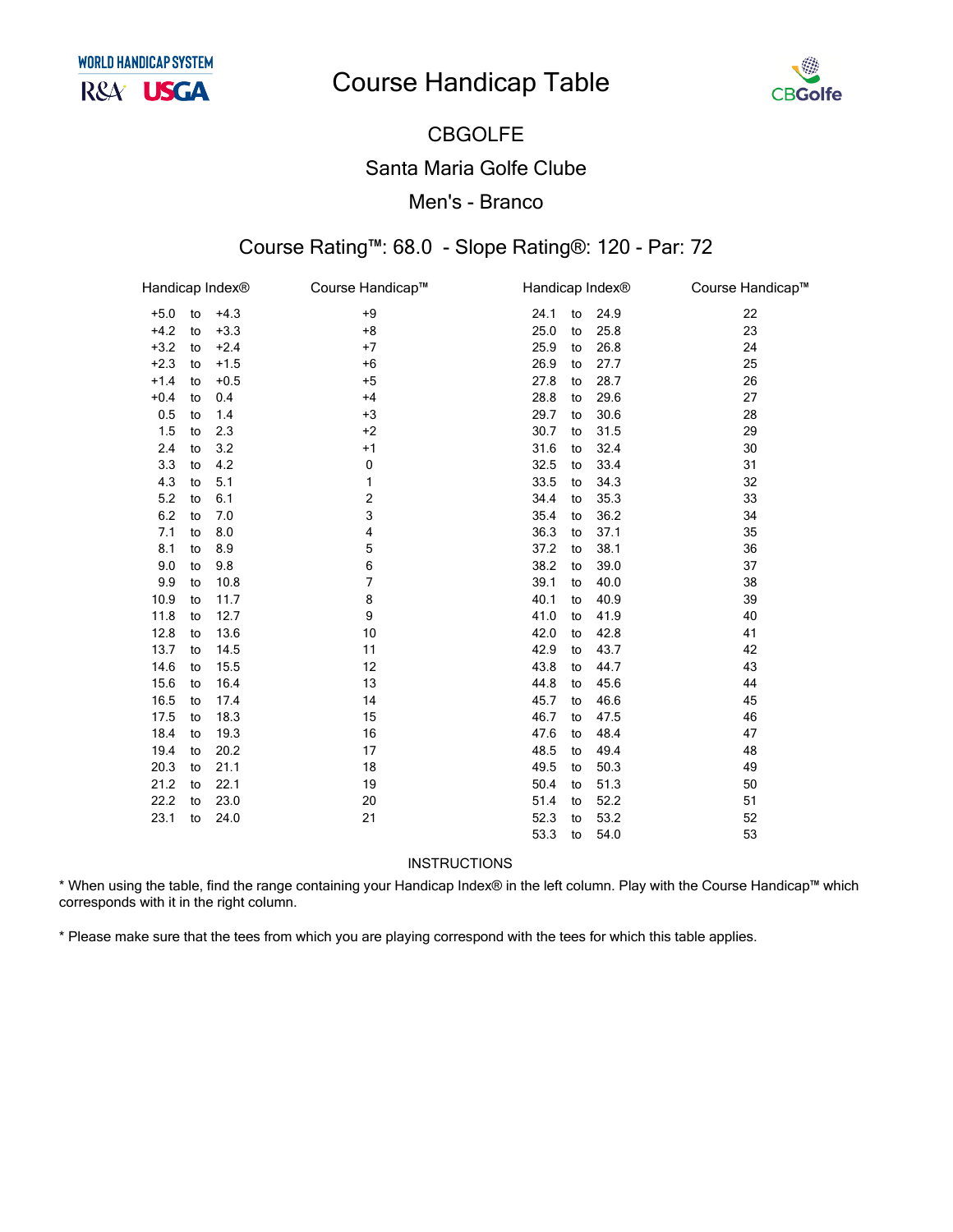# Course Handicap Table

## CBGOLFE

## Santa Maria Golfe Clube

## Men's - Branco

### Course Rating™: 68.0 - Slope Rating®: 120 - Par: 72

| Handicap Index® | Course Handicap™ | Handicap Index® | Course Handicap™ |
|---|---|---|---|
| +5.0 to +4.3 | +9 | 24.1 to 24.9 | 22 |
| +4.2 to +3.3 | +8 | 25.0 to 25.8 | 23 |
| +3.2 to +2.4 | +7 | 25.9 to 26.8 | 24 |
| +2.3 to +1.5 | +6 | 26.9 to 27.7 | 25 |
| +1.4 to +0.5 | +5 | 27.8 to 28.7 | 26 |
| +0.4 to 0.4 | +4 | 28.8 to 29.6 | 27 |
| 0.5 to 1.4 | +3 | 29.7 to 30.6 | 28 |
| 1.5 to 2.3 | +2 | 30.7 to 31.5 | 29 |
| 2.4 to 3.2 | +1 | 31.6 to 32.4 | 30 |
| 3.3 to 4.2 | 0 | 32.5 to 33.4 | 31 |
| 4.3 to 5.1 | 1 | 33.5 to 34.3 | 32 |
| 5.2 to 6.1 | 2 | 34.4 to 35.3 | 33 |
| 6.2 to 7.0 | 3 | 35.4 to 36.2 | 34 |
| 7.1 to 8.0 | 4 | 36.3 to 37.1 | 35 |
| 8.1 to 8.9 | 5 | 37.2 to 38.1 | 36 |
| 9.0 to 9.8 | 6 | 38.2 to 39.0 | 37 |
| 9.9 to 10.8 | 7 | 39.1 to 40.0 | 38 |
| 10.9 to 11.7 | 8 | 40.1 to 40.9 | 39 |
| 11.8 to 12.7 | 9 | 41.0 to 41.9 | 40 |
| 12.8 to 13.6 | 10 | 42.0 to 42.8 | 41 |
| 13.7 to 14.5 | 11 | 42.9 to 43.7 | 42 |
| 14.6 to 15.5 | 12 | 43.8 to 44.7 | 43 |
| 15.6 to 16.4 | 13 | 44.8 to 45.6 | 44 |
| 16.5 to 17.4 | 14 | 45.7 to 46.6 | 45 |
| 17.5 to 18.3 | 15 | 46.7 to 47.5 | 46 |
| 18.4 to 19.3 | 16 | 47.6 to 48.4 | 47 |
| 19.4 to 20.2 | 17 | 48.5 to 49.4 | 48 |
| 20.3 to 21.1 | 18 | 49.5 to 50.3 | 49 |
| 21.2 to 22.1 | 19 | 50.4 to 51.3 | 50 |
| 22.2 to 23.0 | 20 | 51.4 to 52.2 | 51 |
| 23.1 to 24.0 | 21 | 52.3 to 53.2 | 52 |
| | | 53.3 to 54.0 | 53 |

INSTRUCTIONS

* When using the table, find the range containing your Handicap Index® in the left column. Play with the Course Handicap™ which corresponds with it in the right column.

* Please make sure that the tees from which you are playing correspond with the tees for which this table applies.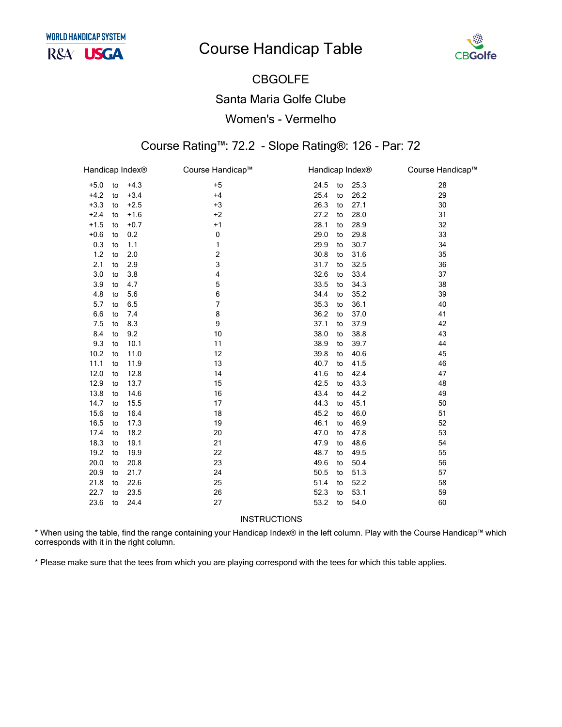# Course Handicap Table

## CBGOLFE

## Santa Maria Golfe Clube

## Women's - Vermelho

### Course Rating™: 72.2 - Slope Rating®: 126 - Par: 72

| Handicap Index® | Course Handicap™ | Handicap Index® | Course Handicap™ |
|---|---|---|---|
| +5.0 to +4.3 | +5 | 24.5 to 25.3 | 28 |
| +4.2 to +3.4 | +4 | 25.4 to 26.2 | 29 |
| +3.3 to +2.5 | +3 | 26.3 to 27.1 | 30 |
| +2.4 to +1.6 | +2 | 27.2 to 28.0 | 31 |
| +1.5 to +0.7 | +1 | 28.1 to 28.9 | 32 |
| +0.6 to 0.2 | 0 | 29.0 to 29.8 | 33 |
| 0.3 to 1.1 | 1 | 29.9 to 30.7 | 34 |
| 1.2 to 2.0 | 2 | 30.8 to 31.6 | 35 |
| 2.1 to 2.9 | 3 | 31.7 to 32.5 | 36 |
| 3.0 to 3.8 | 4 | 32.6 to 33.4 | 37 |
| 3.9 to 4.7 | 5 | 33.5 to 34.3 | 38 |
| 4.8 to 5.6 | 6 | 34.4 to 35.2 | 39 |
| 5.7 to 6.5 | 7 | 35.3 to 36.1 | 40 |
| 6.6 to 7.4 | 8 | 36.2 to 37.0 | 41 |
| 7.5 to 8.3 | 9 | 37.1 to 37.9 | 42 |
| 8.4 to 9.2 | 10 | 38.0 to 38.8 | 43 |
| 9.3 to 10.1 | 11 | 38.9 to 39.7 | 44 |
| 10.2 to 11.0 | 12 | 39.8 to 40.6 | 45 |
| 11.1 to 11.9 | 13 | 40.7 to 41.5 | 46 |
| 12.0 to 12.8 | 14 | 41.6 to 42.4 | 47 |
| 12.9 to 13.7 | 15 | 42.5 to 43.3 | 48 |
| 13.8 to 14.6 | 16 | 43.4 to 44.2 | 49 |
| 14.7 to 15.5 | 17 | 44.3 to 45.1 | 50 |
| 15.6 to 16.4 | 18 | 45.2 to 46.0 | 51 |
| 16.5 to 17.3 | 19 | 46.1 to 46.9 | 52 |
| 17.4 to 18.2 | 20 | 47.0 to 47.8 | 53 |
| 18.3 to 19.1 | 21 | 47.9 to 48.6 | 54 |
| 19.2 to 19.9 | 22 | 48.7 to 49.5 | 55 |
| 20.0 to 20.8 | 23 | 49.6 to 50.4 | 56 |
| 20.9 to 21.7 | 24 | 50.5 to 51.3 | 57 |
| 21.8 to 22.6 | 25 | 51.4 to 52.2 | 58 |
| 22.7 to 23.5 | 26 | 52.3 to 53.1 | 59 |
| 23.6 to 24.4 | 27 | 53.2 to 54.0 | 60 |

INSTRUCTIONS

* When using the table, find the range containing your Handicap Index® in the left column. Play with the Course Handicap™ which corresponds with it in the right column.

* Please make sure that the tees from which you are playing correspond with the tees for which this table applies.